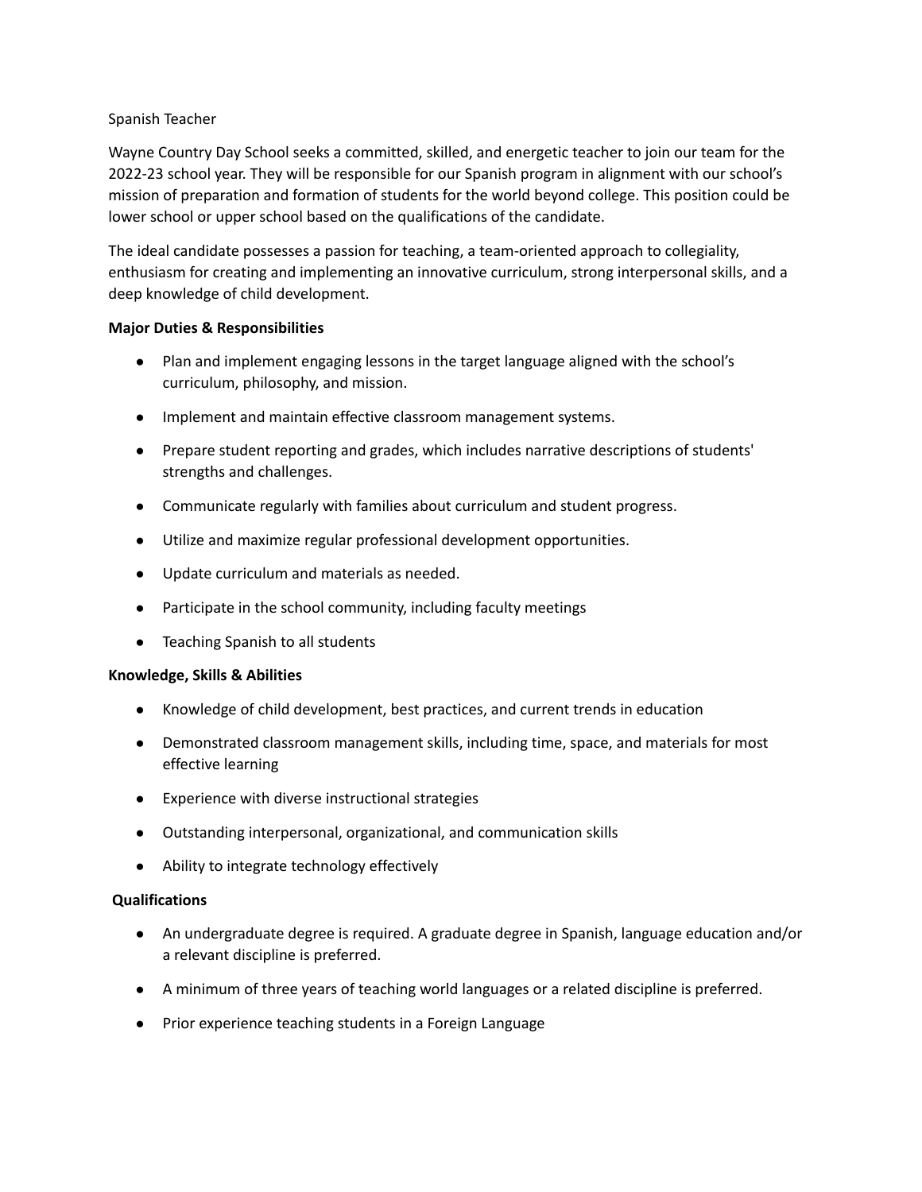Spanish Teacher

Wayne Country Day School seeks a committed, skilled, and energetic teacher to join our team for the 2022-23 school year. They will be responsible for our Spanish program in alignment with our school's mission of preparation and formation of students for the world beyond college. This position could be lower school or upper school based on the qualifications of the candidate.

The ideal candidate possesses a passion for teaching, a team-oriented approach to collegiality, enthusiasm for creating and implementing an innovative curriculum, strong interpersonal skills, and a deep knowledge of child development.

**Major Duties & Responsibilities**

- Plan and implement engaging lessons in the target language aligned with the school's curriculum, philosophy, and mission.
- Implement and maintain effective classroom management systems.
- Prepare student reporting and grades, which includes narrative descriptions of students' strengths and challenges.
- Communicate regularly with families about curriculum and student progress.
- Utilize and maximize regular professional development opportunities.
- Update curriculum and materials as needed.
- Participate in the school community, including faculty meetings
- Teaching Spanish to all students

**Knowledge, Skills & Abilities**

- Knowledge of child development, best practices, and current trends in education
- Demonstrated classroom management skills, including time, space, and materials for most effective learning
- Experience with diverse instructional strategies
- Outstanding interpersonal, organizational, and communication skills
- Ability to integrate technology effectively

**Qualifications**

- An undergraduate degree is required. A graduate degree in Spanish, language education and/or a relevant discipline is preferred.
- A minimum of three years of teaching world languages or a related discipline is preferred.
- Prior experience teaching students in a Foreign Language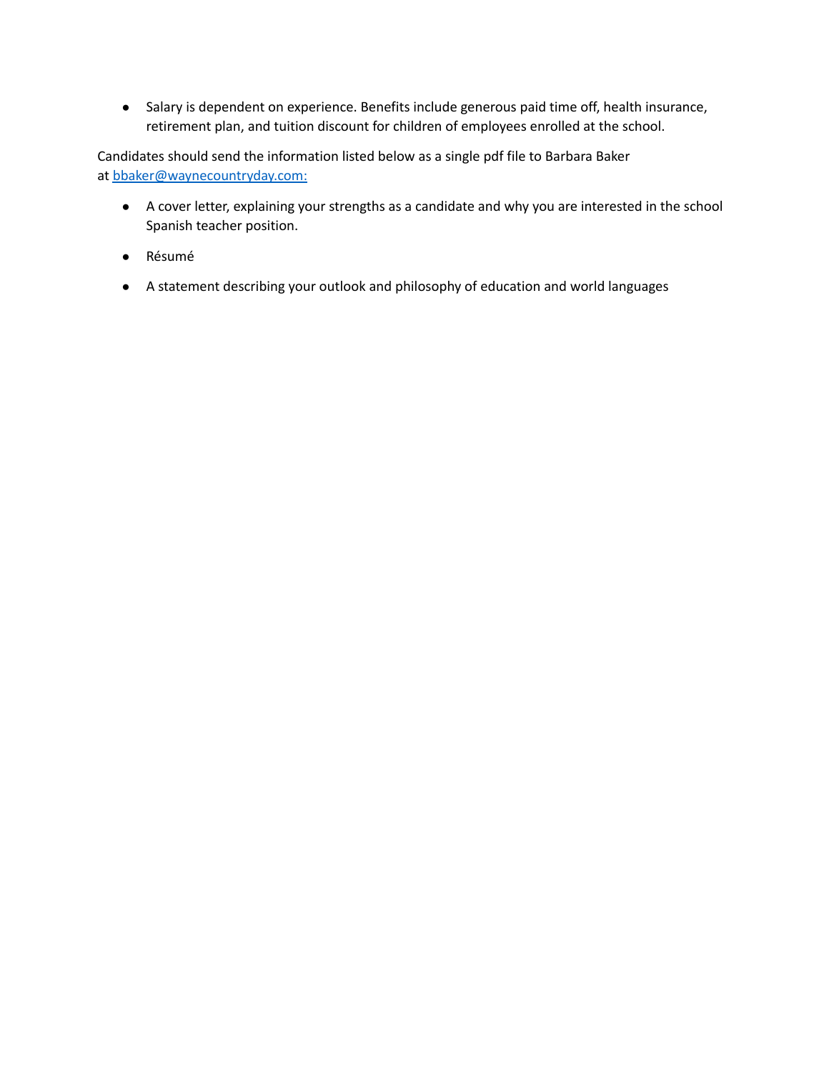- Salary is dependent on experience. Benefits include generous paid time off, health insurance, retirement plan, and tuition discount for children of employees enrolled at the school.

Candidates should send the information listed below as a single pdf file to Barbara Baker at [bbaker@waynecountryday.com:](mailto:bbaker@waynecountryday.com)

- A cover letter, explaining your strengths as a candidate and why you are interested in the school Spanish teacher position.
- Résumé
- A statement describing your outlook and philosophy of education and world languages